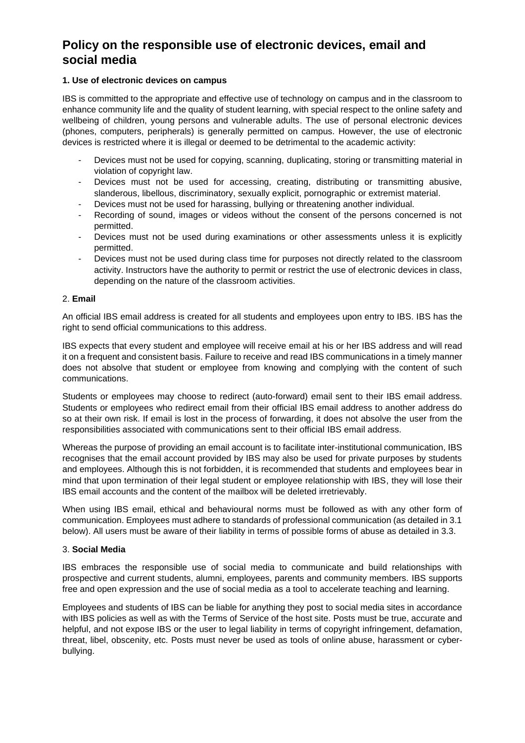# Policy on the responsible use of electronic devices, email and social media

### 1. Use of electronic devices on campus

IBS is committed to the appropriate and effective use of technology on campus and in the classroom to enhance community life and the quality of student learning, with special respect to the online safety and wellbeing of children, young persons and vulnerable adults. The use of personal electronic devices (phones, computers, peripherals) is generally permitted on campus. However, the use of electronic devices is restricted where it is illegal or deemed to be detrimental to the academic activity:

- Devices must not be used for copying, scanning, duplicating, storing or transmitting material in violation of copyright law.
- Devices must not be used for accessing, creating, distributing or transmitting abusive, slanderous, libellous, discriminatory, sexually explicit, pornographic or extremist material.
- Devices must not be used for harassing, bullying or threatening another individual.
- Recording of sound, images or videos without the consent of the persons concerned is not permitted.
- Devices must not be used during examinations or other assessments unless it is explicitly permitted.
- Devices must not be used during class time for purposes not directly related to the classroom activity. Instructors have the authority to permit or restrict the use of electronic devices in class, depending on the nature of the classroom activities.

### 2. **Email**

An official IBS email address is created for all students and employees upon entry to IBS. IBS has the right to send official communications to this address.

IBS expects that every student and employee will receive email at his or her IBS address and will read it on a frequent and consistent basis. Failure to receive and read IBS communications in a timely manner does not absolve that student or employee from knowing and complying with the content of such communications.

Students or employees may choose to redirect (auto-forward) email sent to their IBS email address. Students or employees who redirect email from their official IBS email address to another address do so at their own risk. If email is lost in the process of forwarding, it does not absolve the user from the responsibilities associated with communications sent to their official IBS email address.

Whereas the purpose of providing an email account is to facilitate inter-institutional communication, IBS recognises that the email account provided by IBS may also be used for private purposes by students and employees. Although this is not forbidden, it is recommended that students and employees bear in mind that upon termination of their legal student or employee relationship with IBS, they will lose their IBS email accounts and the content of the mailbox will be deleted irretrievably.

When using IBS email, ethical and behavioural norms must be followed as with any other form of communication. Employees must adhere to standards of professional communication (as detailed in 3.1 below). All users must be aware of their liability in terms of possible forms of abuse as detailed in 3.3.

### 3. **Social Media**

IBS embraces the responsible use of social media to communicate and build relationships with prospective and current students, alumni, employees, parents and community members. IBS supports free and open expression and the use of social media as a tool to accelerate teaching and learning.

Employees and students of IBS can be liable for anything they post to social media sites in accordance with IBS policies as well as with the Terms of Service of the host site. Posts must be true, accurate and helpful, and not expose IBS or the user to legal liability in terms of copyright infringement, defamation, threat, libel, obscenity, etc. Posts must never be used as tools of online abuse, harassment or cyber-bullying.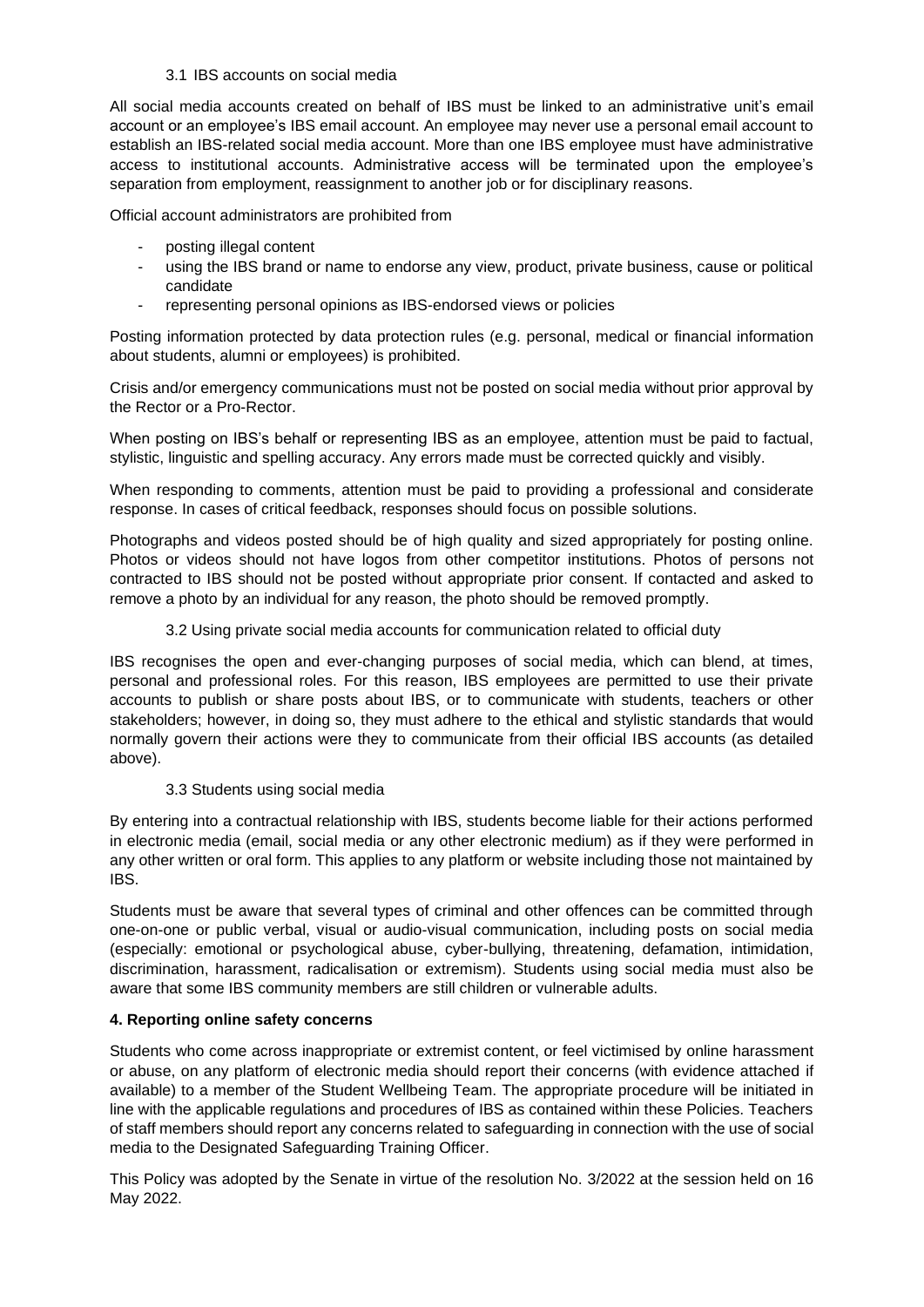### 3.1 IBS accounts on social media

All social media accounts created on behalf of IBS must be linked to an administrative unit's email account or an employee's IBS email account. An employee may never use a personal email account to establish an IBS-related social media account. More than one IBS employee must have administrative access to institutional accounts. Administrative access will be terminated upon the employee's separation from employment, reassignment to another job or for disciplinary reasons.

Official account administrators are prohibited from

- posting illegal content
- using the IBS brand or name to endorse any view, product, private business, cause or political candidate
- representing personal opinions as IBS-endorsed views or policies

Posting information protected by data protection rules (e.g. personal, medical or financial information about students, alumni or employees) is prohibited.

Crisis and/or emergency communications must not be posted on social media without prior approval by the Rector or a Pro-Rector.

When posting on IBS's behalf or representing IBS as an employee, attention must be paid to factual, stylistic, linguistic and spelling accuracy. Any errors made must be corrected quickly and visibly.

When responding to comments, attention must be paid to providing a professional and considerate response. In cases of critical feedback, responses should focus on possible solutions.

Photographs and videos posted should be of high quality and sized appropriately for posting online. Photos or videos should not have logos from other competitor institutions. Photos of persons not contracted to IBS should not be posted without appropriate prior consent. If contacted and asked to remove a photo by an individual for any reason, the photo should be removed promptly.

### 3.2 Using private social media accounts for communication related to official duty

IBS recognises the open and ever-changing purposes of social media, which can blend, at times, personal and professional roles. For this reason, IBS employees are permitted to use their private accounts to publish or share posts about IBS, or to communicate with students, teachers or other stakeholders; however, in doing so, they must adhere to the ethical and stylistic standards that would normally govern their actions were they to communicate from their official IBS accounts (as detailed above).

### 3.3 Students using social media

By entering into a contractual relationship with IBS, students become liable for their actions performed in electronic media (email, social media or any other electronic medium) as if they were performed in any other written or oral form. This applies to any platform or website including those not maintained by IBS.

Students must be aware that several types of criminal and other offences can be committed through one-on-one or public verbal, visual or audio-visual communication, including posts on social media (especially: emotional or psychological abuse, cyber-bullying, threatening, defamation, intimidation, discrimination, harassment, radicalisation or extremism). Students using social media must also be aware that some IBS community members are still children or vulnerable adults.

## 4. Reporting online safety concerns

Students who come across inappropriate or extremist content, or feel victimised by online harassment or abuse, on any platform of electronic media should report their concerns (with evidence attached if available) to a member of the Student Wellbeing Team. The appropriate procedure will be initiated in line with the applicable regulations and procedures of IBS as contained within these Policies. Teachers of staff members should report any concerns related to safeguarding in connection with the use of social media to the Designated Safeguarding Training Officer.

This Policy was adopted by the Senate in virtue of the resolution No. 3/2022 at the session held on 16 May 2022.